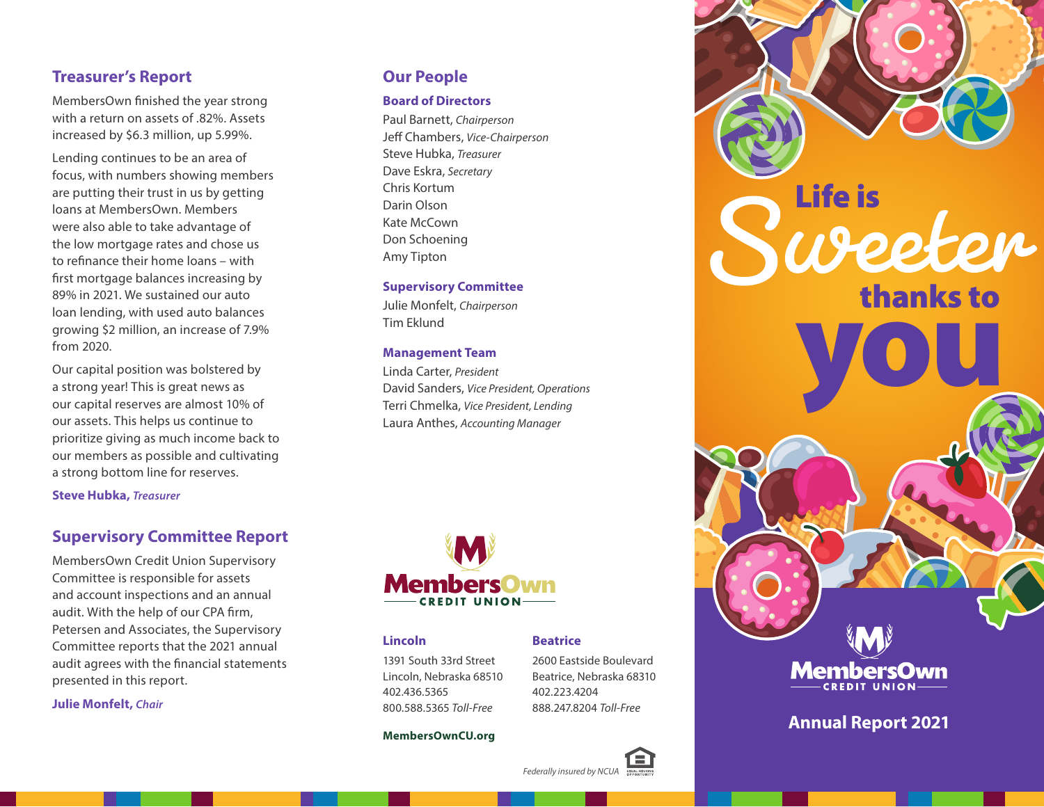## Treasurer's Report

MembersOwn finished the year strong with a return on assets of .82%. Assets increased by $6.3 million, up 5.99%.

Lending continues to be an area of focus, with numbers showing members are putting their trust in us by getting loans at MembersOwn. Members were also able to take advantage of the low mortgage rates and chose us to refinance their home loans – with first mortgage balances increasing by 89% in 2021. We sustained our auto loan lending, with used auto balances growing $2 million, an increase of 7.9% from 2020.

Our capital position was bolstered by a strong year! This is great news as our capital reserves are almost 10% of our assets. This helps us continue to prioritize giving as much income back to our members as possible and cultivating a strong bottom line for reserves.

**Steve Hubka,** ***Treasurer***

## Supervisory Committee Report

MembersOwn Credit Union Supervisory Committee is responsible for assets and account inspections and an annual audit. With the help of our CPA firm, Petersen and Associates, the Supervisory Committee reports that the 2021 annual audit agrees with the financial statements presented in this report.

**Julie Monfelt,** ***Chair***

## Our People

### Board of Directors

Paul Barnett, *Chairperson*
Jeff Chambers, *Vice-Chairperson*
Steve Hubka, *Treasurer*
Dave Eskra, *Secretary*
Chris Kortum
Darin Olson
Kate McCown
Don Schoening
Amy Tipton

### Supervisory Committee

Julie Monfelt, *Chairperson*
Tim Eklund

### Management Team

Linda Carter, *President*
David Sanders, *Vice President, Operations*
Terri Chmelka, *Vice President, Lending*
Laura Anthes, *Accounting Manager*

MembersOwn CREDIT UNION

### Lincoln

1391 South 33rd Street
Lincoln, Nebraska 68510
402.436.5365
800.588.5365 *Toll-Free*

### Beatrice

2600 Eastside Boulevard
Beatrice, Nebraska 68310
402.223.4204
888.247.8204 *Toll-Free*

**MembersOwnCU.org**

*Federally insured by NCUA*

# Life is Sweeter thanks to you

MembersOwn CREDIT UNION

## Annual Report 2021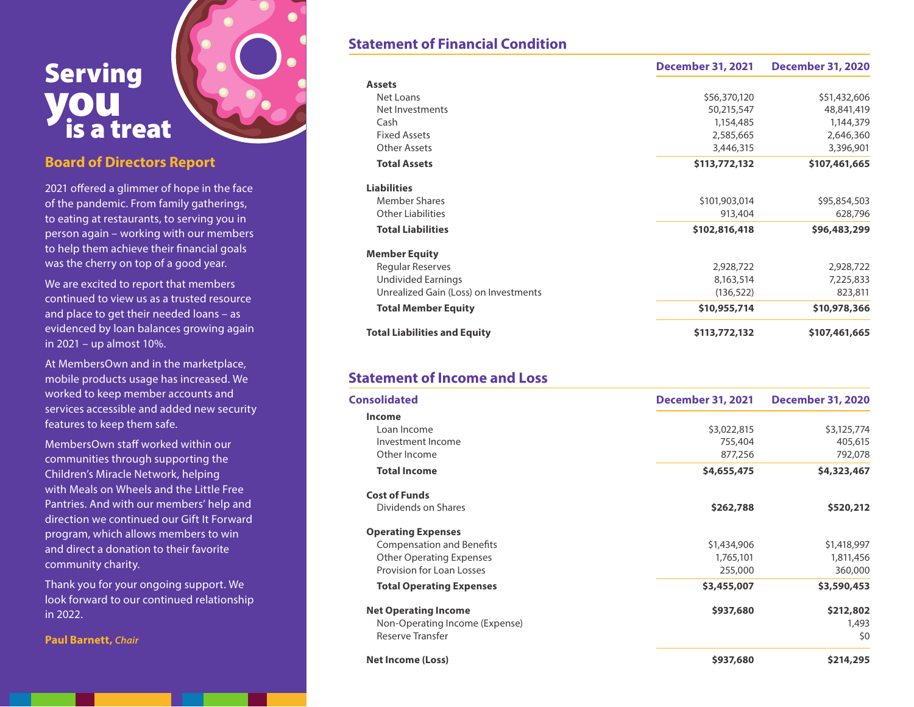# Serving you is a treat

## Board of Directors Report

2021 offered a glimmer of hope in the face of the pandemic. From family gatherings, to eating at restaurants, to serving you in person again – working with our members to help them achieve their financial goals was the cherry on top of a good year.

We are excited to report that members continued to view us as a trusted resource and place to get their needed loans – as evidenced by loan balances growing again in 2021 – up almost 10%.

At MembersOwn and in the marketplace, mobile products usage has increased. We worked to keep member accounts and services accessible and added new security features to keep them safe.

MembersOwn staff worked within our communities through supporting the Children's Miracle Network, helping with Meals on Wheels and the Little Free Pantries. And with our members' help and direction we continued our Gift It Forward program, which allows members to win and direct a donation to their favorite community charity.

Thank you for your ongoing support. We look forward to our continued relationship in 2022.

**Paul Barnett,** *Chair*

## Statement of Financial Condition

| | December 31, 2021 | December 31, 2020 |
|---|---|---|
| **Assets** | | |
| Net Loans | $56,370,120 | $51,432,606 |
| Net Investments | 50,215,547 | 48,841,419 |
| Cash | 1,154,485 | 1,144,379 |
| Fixed Assets | 2,585,665 | 2,646,360 |
| Other Assets | 3,446,315 | 3,396,901 |
| **Total Assets** | **$113,772,132** | **$107,461,665** |
| **Liabilities** | | |
| Member Shares | $101,903,014 | $95,854,503 |
| Other Liabilities | 913,404 | 628,796 |
| **Total Liabilities** | **$102,816,418** | **$96,483,299** |
| **Member Equity** | | |
| Regular Reserves | 2,928,722 | 2,928,722 |
| Undivided Earnings | 8,163,514 | 7,225,833 |
| Unrealized Gain (Loss) on Investments | (136,522) | 823,811 |
| **Total Member Equity** | **$10,955,714** | **$10,978,366** |
| **Total Liabilities and Equity** | **$113,772,132** | **$107,461,665** |

## Statement of Income and Loss

| Consolidated | December 31, 2021 | December 31, 2020 |
|---|---|---|
| **Income** | | |
| Loan Income | $3,022,815 | $3,125,774 |
| Investment Income | 755,404 | 405,615 |
| Other Income | 877,256 | 792,078 |
| **Total Income** | **$4,655,475** | **$4,323,467** |
| **Cost of Funds** | | |
| Dividends on Shares | **$262,788** | **$520,212** |
| **Operating Expenses** | | |
| Compensation and Benefits | $1,434,906 | $1,418,997 |
| Other Operating Expenses | 1,765,101 | 1,811,456 |
| Provision for Loan Losses | 255,000 | 360,000 |
| **Total Operating Expenses** | **$3,455,007** | **$3,590,453** |
| **Net Operating Income** | **$937,680** | **$212,802** |
| Non-Operating Income (Expense) | | 1,493 |
| Reserve Transfer | | $0 |
| **Net Income (Loss)** | **$937,680** | **$214,295** |